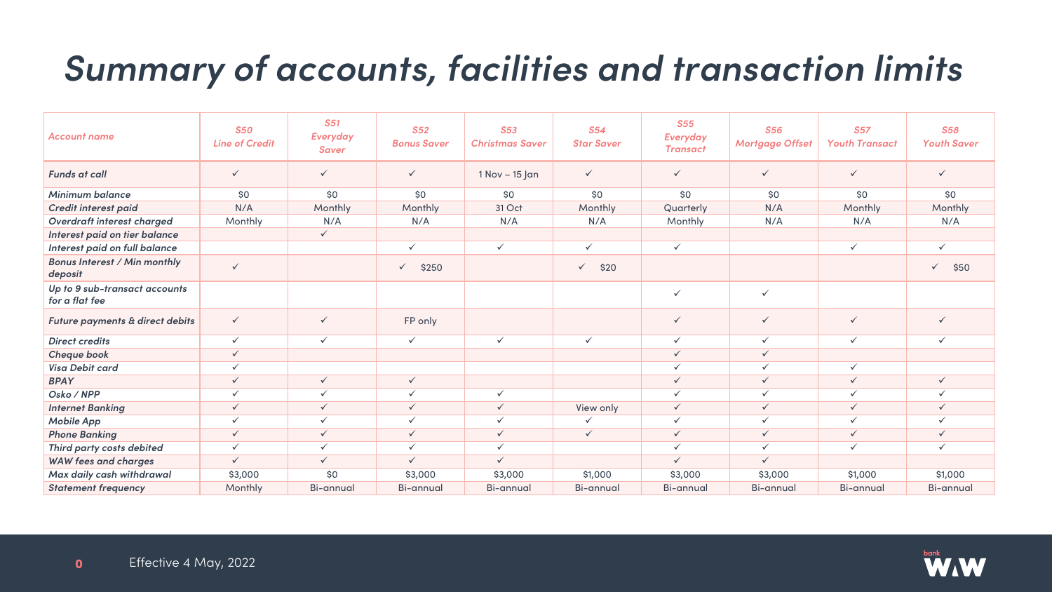# Summary of accounts, facilities and transaction limits

| Account name | S50 Line of Credit | S51 Everyday Saver | S52 Bonus Saver | S53 Christmas Saver | S54 Star Saver | S55 Everyday Transact | S56 Mortgage Offset | S57 Youth Transact | S58 Youth Saver |
|---|---|---|---|---|---|---|---|---|---|
| Funds at call | ✓ | ✓ | ✓ | 1 Nov – 15 Jan | ✓ | ✓ | ✓ | ✓ | ✓ |
| Minimum balance | $0 | $0 | $0 | $0 | $0 | $0 | $0 | $0 | $0 |
| Credit interest paid | N/A | Monthly | Monthly | 31 Oct | Monthly | Quarterly | N/A | Monthly | Monthly |
| Overdraft interest charged | Monthly | N/A | N/A | N/A | N/A | Monthly | N/A | N/A | N/A |
| Interest paid on tier balance | | ✓ | | | | | | | |
| Interest paid on full balance | | | ✓ | ✓ | ✓ | ✓ | | ✓ | ✓ |
| Bonus Interest / Min monthly deposit | ✓ | | ✓ $250 | | ✓ $20 | | | | ✓ $50 |
| Up to 9 sub-transact accounts for a flat fee | | | | | | ✓ | ✓ | | |
| Future payments & direct debits | ✓ | ✓ | FP only | | | ✓ | ✓ | ✓ | ✓ |
| Direct credits | ✓ | ✓ | ✓ | ✓ | ✓ | ✓ | ✓ | ✓ | ✓ |
| Cheque book | ✓ | | | | | ✓ | ✓ | | |
| Visa Debit card | ✓ | | | | | ✓ | ✓ | ✓ | |
| BPAY | ✓ | ✓ | ✓ | | | ✓ | ✓ | ✓ | ✓ |
| Osko / NPP | ✓ | ✓ | ✓ | ✓ | | ✓ | ✓ | ✓ | ✓ |
| Internet Banking | ✓ | ✓ | ✓ | ✓ | View only | ✓ | ✓ | ✓ | ✓ |
| Mobile App | ✓ | ✓ | ✓ | ✓ | ✓ | ✓ | ✓ | ✓ | ✓ |
| Phone Banking | ✓ | ✓ | ✓ | ✓ | ✓ | ✓ | ✓ | ✓ | ✓ |
| Third party costs debited | ✓ | ✓ | ✓ | ✓ | | ✓ | ✓ | ✓ | ✓ |
| WAW fees and charges | ✓ | ✓ | ✓ | ✓ | | ✓ | ✓ | | |
| Max daily cash withdrawal | $3,000 | $0 | $3,000 | $3,000 | $1,000 | $3,000 | $3,000 | $1,000 | $1,000 |
| Statement frequency | Monthly | Bi-annual | Bi-annual | Bi-annual | Bi-annual | Bi-annual | Bi-annual | Bi-annual | Bi-annual |

Effective 4 May, 2022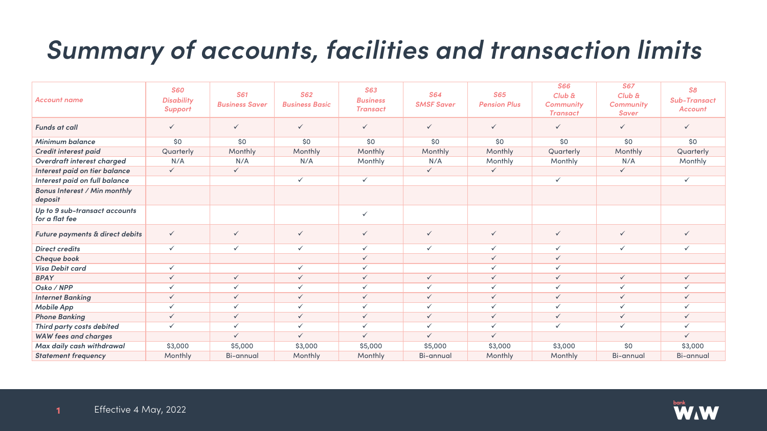# *Summary of accounts, facilities and transaction limits*

| *Account name* | *S60 Disability Support* | *S61 Business Saver* | *S62 Business Basic* | *S63 Business Transact* | *S64 SMSF Saver* | *S65 Pension Plus* | *S66 Club & Community Transact* | *S67 Club & Community Saver* | *S8 Sub-Transact Account* |
|---|---|---|---|---|---|---|---|---|---|
| ***Funds at call*** | ✓ | ✓ | ✓ | ✓ | ✓ | ✓ | ✓ | ✓ | ✓ |
| ***Minimum balance*** | $0 | $0 | $0 | $0 | $0 | $0 | $0 | $0 | $0 |
| ***Credit interest paid*** | Quarterly | Monthly | Monthly | Monthly | Monthly | Monthly | Quarterly | Monthly | Quarterly |
| ***Overdraft interest charged*** | N/A | N/A | N/A | Monthly | N/A | Monthly | Monthly | N/A | Monthly |
| ***Interest paid on tier balance*** | ✓ | ✓ | | | ✓ | ✓ | | ✓ | |
| ***Interest paid on full balance*** | | | ✓ | ✓ | | | ✓ | | ✓ |
| ***Bonus Interest / Min monthly deposit*** | | | | | | | | | |
| ***Up to 9 sub-transact accounts for a flat fee*** | | | | ✓ | | | | | |
| ***Future payments & direct debits*** | ✓ | ✓ | ✓ | ✓ | ✓ | ✓ | ✓ | ✓ | ✓ |
| ***Direct credits*** | ✓ | ✓ | ✓ | ✓ | ✓ | ✓ | ✓ | ✓ | ✓ |
| ***Cheque book*** | | | | ✓ | | ✓ | ✓ | | |
| ***Visa Debit card*** | ✓ | | ✓ | ✓ | | ✓ | ✓ | | |
| ***BPAY*** | ✓ | ✓ | ✓ | ✓ | ✓ | ✓ | ✓ | ✓ | ✓ |
| ***Osko / NPP*** | ✓ | ✓ | ✓ | ✓ | ✓ | ✓ | ✓ | ✓ | ✓ |
| ***Internet Banking*** | ✓ | ✓ | ✓ | ✓ | ✓ | ✓ | ✓ | ✓ | ✓ |
| ***Mobile App*** | ✓ | ✓ | ✓ | ✓ | ✓ | ✓ | ✓ | ✓ | ✓ |
| ***Phone Banking*** | ✓ | ✓ | ✓ | ✓ | ✓ | ✓ | ✓ | ✓ | ✓ |
| ***Third party costs debited*** | ✓ | ✓ | ✓ | ✓ | ✓ | ✓ | ✓ | ✓ | ✓ |
| ***WAW fees and charges*** | | ✓ | ✓ | ✓ | ✓ | ✓ | | | ✓ |
| ***Max daily cash withdrawal*** | $3,000 | $5,000 | $3,000 | $5,000 | $5,000 | $3,000 | $3,000 | $0 | $3,000 |
| ***Statement frequency*** | Monthly | Bi-annual | Monthly | Monthly | Bi-annual | Monthly | Monthly | Bi-annual | Bi-annual |

Effective 4 May, 2022